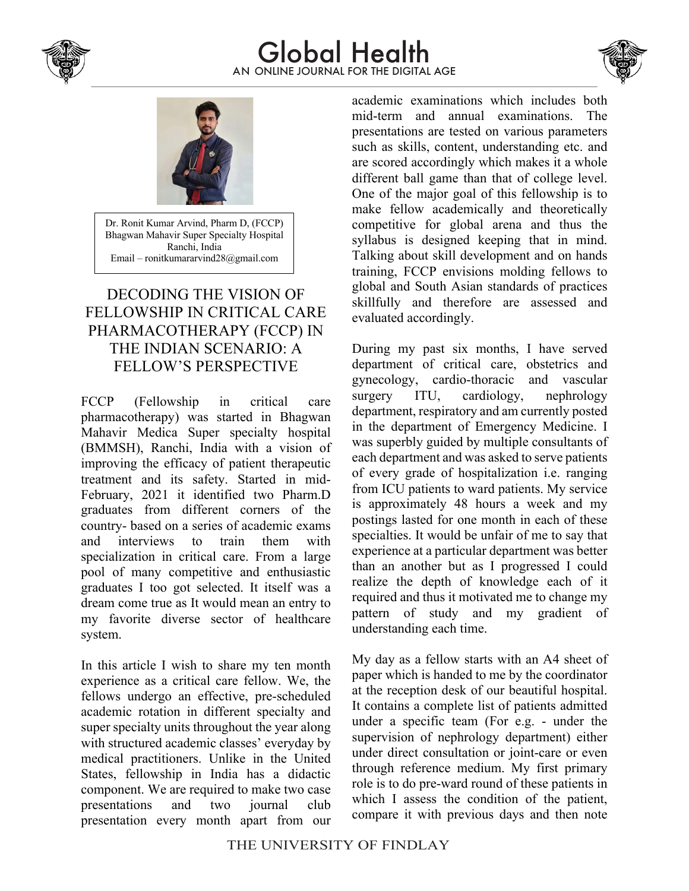Dr. Ronit Kumar Arvind, Pharm D, (FCCP)
Bhagwan Mahavir Super Specialty Hospital
Ranchi, India
Email – ronitkumararvind28@gmail.com

# DECODING THE VISION OF FELLOWSHIP IN CRITICAL CARE PHARMACOTHERAPY (FCCP) IN THE INDIAN SCENARIO: A FELLOW'S PERSPECTIVE

FCCP (Fellowship in critical care pharmacotherapy) was started in Bhagwan Mahavir Medica Super specialty hospital (BMMSH), Ranchi, India with a vision of improving the efficacy of patient therapeutic treatment and its safety. Started in mid-February, 2021 it identified two Pharm.D graduates from different corners of the country- based on a series of academic exams and interviews to train them with specialization in critical care. From a large pool of many competitive and enthusiastic graduates I too got selected. It itself was a dream come true as It would mean an entry to my favorite diverse sector of healthcare system.

In this article I wish to share my ten month experience as a critical care fellow. We, the fellows undergo an effective, pre-scheduled academic rotation in different specialty and super specialty units throughout the year along with structured academic classes' everyday by medical practitioners. Unlike in the United States, fellowship in India has a didactic component. We are required to make two case presentations and two journal club presentation every month apart from our academic examinations which includes both mid-term and annual examinations. The presentations are tested on various parameters such as skills, content, understanding etc. and are scored accordingly which makes it a whole different ball game than that of college level. One of the major goal of this fellowship is to make fellow academically and theoretically competitive for global arena and thus the syllabus is designed keeping that in mind. Talking about skill development and on hands training, FCCP envisions molding fellows to global and South Asian standards of practices skillfully and therefore are assessed and evaluated accordingly.

During my past six months, I have served department of critical care, obstetrics and gynecology, cardio-thoracic and vascular surgery ITU, cardiology, nephrology department, respiratory and am currently posted in the department of Emergency Medicine. I was superbly guided by multiple consultants of each department and was asked to serve patients of every grade of hospitalization i.e. ranging from ICU patients to ward patients. My service is approximately 48 hours a week and my postings lasted for one month in each of these specialties. It would be unfair of me to say that experience at a particular department was better than an another but as I progressed I could realize the depth of knowledge each of it required and thus it motivated me to change my pattern of study and my gradient of understanding each time.

My day as a fellow starts with an A4 sheet of paper which is handed to me by the coordinator at the reception desk of our beautiful hospital. It contains a complete list of patients admitted under a specific team (For e.g. - under the supervision of nephrology department) either under direct consultation or joint-care or even through reference medium. My first primary role is to do pre-ward round of these patients in which I assess the condition of the patient, compare it with previous days and then note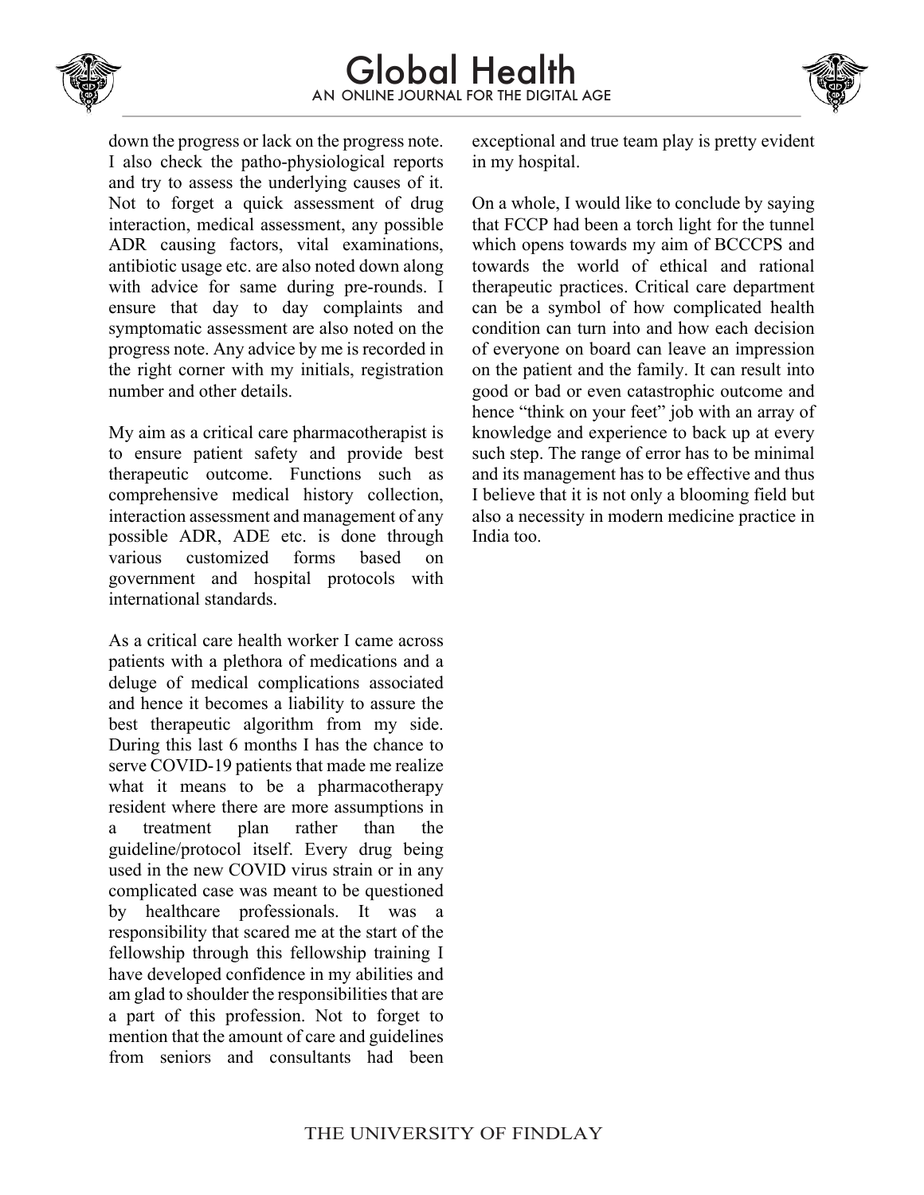down the progress or lack on the progress note. I also check the patho-physiological reports and try to assess the underlying causes of it. Not to forget a quick assessment of drug interaction, medical assessment, any possible ADR causing factors, vital examinations, antibiotic usage etc. are also noted down along with advice for same during pre-rounds. I ensure that day to day complaints and symptomatic assessment are also noted on the progress note. Any advice by me is recorded in the right corner with my initials, registration number and other details.

My aim as a critical care pharmacotherapist is to ensure patient safety and provide best therapeutic outcome. Functions such as comprehensive medical history collection, interaction assessment and management of any possible ADR, ADE etc. is done through various customized forms based on government and hospital protocols with international standards.

As a critical care health worker I came across patients with a plethora of medications and a deluge of medical complications associated and hence it becomes a liability to assure the best therapeutic algorithm from my side. During this last 6 months I has the chance to serve COVID-19 patients that made me realize what it means to be a pharmacotherapy resident where there are more assumptions in a treatment plan rather than the guideline/protocol itself. Every drug being used in the new COVID virus strain or in any complicated case was meant to be questioned by healthcare professionals. It was a responsibility that scared me at the start of the fellowship through this fellowship training I have developed confidence in my abilities and am glad to shoulder the responsibilities that are a part of this profession. Not to forget to mention that the amount of care and guidelines from seniors and consultants had been exceptional and true team play is pretty evident in my hospital.

On a whole, I would like to conclude by saying that FCCP had been a torch light for the tunnel which opens towards my aim of BCCCPS and towards the world of ethical and rational therapeutic practices. Critical care department can be a symbol of how complicated health condition can turn into and how each decision of everyone on board can leave an impression on the patient and the family. It can result into good or bad or even catastrophic outcome and hence "think on your feet" job with an array of knowledge and experience to back up at every such step. The range of error has to be minimal and its management has to be effective and thus I believe that it is not only a blooming field but also a necessity in modern medicine practice in India too.